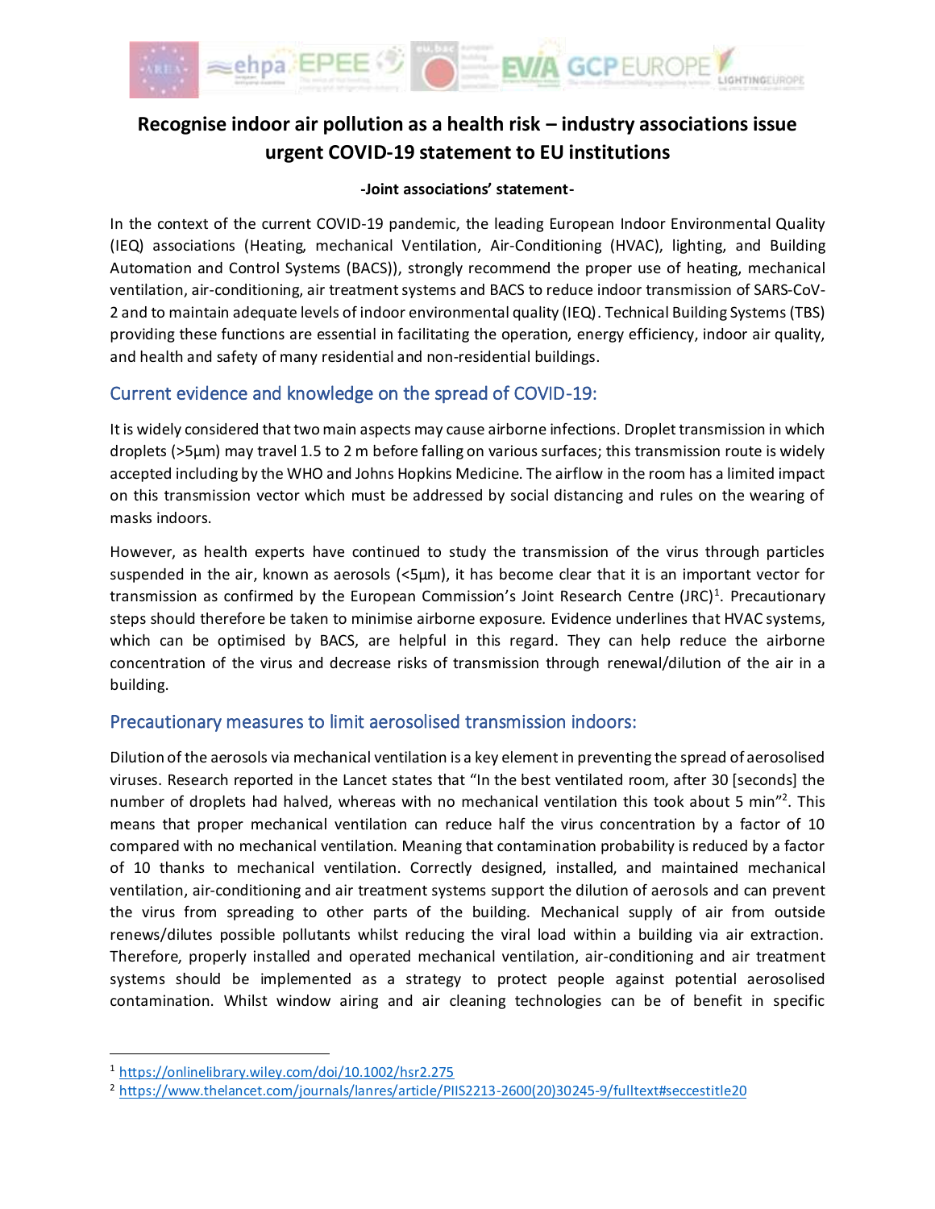# Recognise indoor air pollution as a health risk – industry associations issue urgent COVID-19 statement to EU institutions

**-Joint associations' statement-**

In the context of the current COVID-19 pandemic, the leading European Indoor Environmental Quality (IEQ) associations (Heating, mechanical Ventilation, Air-Conditioning (HVAC), lighting, and Building Automation and Control Systems (BACS)), strongly recommend the proper use of heating, mechanical ventilation, air-conditioning, air treatment systems and BACS to reduce indoor transmission of SARS-CoV-2 and to maintain adequate levels of indoor environmental quality (IEQ). Technical Building Systems (TBS) providing these functions are essential in facilitating the operation, energy efficiency, indoor air quality, and health and safety of many residential and non-residential buildings.

## Current evidence and knowledge on the spread of COVID-19:

It is widely considered that two main aspects may cause airborne infections. Droplet transmission in which droplets (>5µm) may travel 1.5 to 2 m before falling on various surfaces; this transmission route is widely accepted including by the WHO and Johns Hopkins Medicine. The airflow in the room has a limited impact on this transmission vector which must be addressed by social distancing and rules on the wearing of masks indoors.

However, as health experts have continued to study the transmission of the virus through particles suspended in the air, known as aerosols (<5µm), it has become clear that it is an important vector for transmission as confirmed by the European Commission's Joint Research Centre (JRC)[1]. Precautionary steps should therefore be taken to minimise airborne exposure. Evidence underlines that HVAC systems, which can be optimised by BACS, are helpful in this regard. They can help reduce the airborne concentration of the virus and decrease risks of transmission through renewal/dilution of the air in a building.

## Precautionary measures to limit aerosolised transmission indoors:

Dilution of the aerosols via mechanical ventilation is a key element in preventing the spread of aerosolised viruses. Research reported in the Lancet states that "In the best ventilated room, after 30 [seconds] the number of droplets had halved, whereas with no mechanical ventilation this took about 5 min"[2]. This means that proper mechanical ventilation can reduce half the virus concentration by a factor of 10 compared with no mechanical ventilation. Meaning that contamination probability is reduced by a factor of 10 thanks to mechanical ventilation. Correctly designed, installed, and maintained mechanical ventilation, air-conditioning and air treatment systems support the dilution of aerosols and can prevent the virus from spreading to other parts of the building. Mechanical supply of air from outside renews/dilutes possible pollutants whilst reducing the viral load within a building via air extraction. Therefore, properly installed and operated mechanical ventilation, air-conditioning and air treatment systems should be implemented as a strategy to protect people against potential aerosolised contamination. Whilst window airing and air cleaning technologies can be of benefit in specific

---

[1] https://onlinelibrary.wiley.com/doi/10.1002/hsr2.275

[2] https://www.thelancet.com/journals/lanres/article/PIIS2213-2600(20)30245-9/fulltext#seccestitle20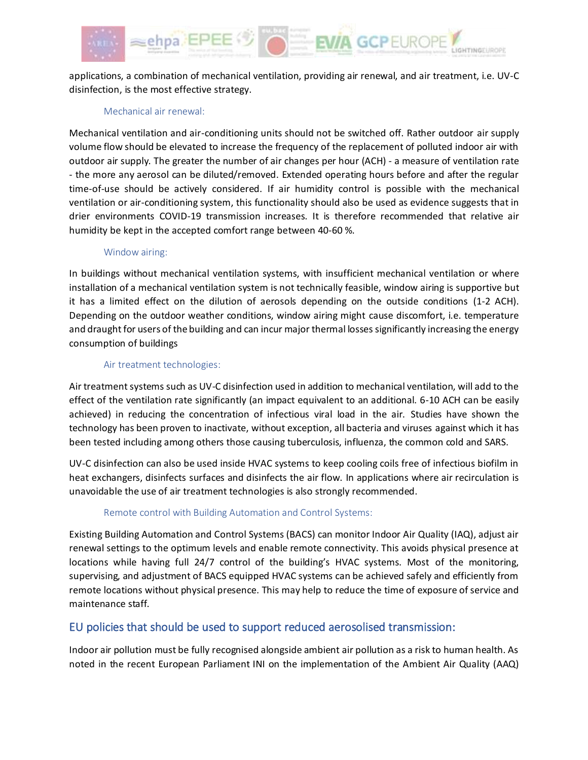applications, a combination of mechanical ventilation, providing air renewal, and air treatment, i.e. UV-C disinfection, is the most effective strategy.

### Mechanical air renewal:

Mechanical ventilation and air-conditioning units should not be switched off. Rather outdoor air supply volume flow should be elevated to increase the frequency of the replacement of polluted indoor air with outdoor air supply. The greater the number of air changes per hour (ACH) - a measure of ventilation rate - the more any aerosol can be diluted/removed. Extended operating hours before and after the regular time-of-use should be actively considered. If air humidity control is possible with the mechanical ventilation or air-conditioning system, this functionality should also be used as evidence suggests that in drier environments COVID-19 transmission increases. It is therefore recommended that relative air humidity be kept in the accepted comfort range between 40-60 %.

### Window airing:

In buildings without mechanical ventilation systems, with insufficient mechanical ventilation or where installation of a mechanical ventilation system is not technically feasible, window airing is supportive but it has a limited effect on the dilution of aerosols depending on the outside conditions (1-2 ACH). Depending on the outdoor weather conditions, window airing might cause discomfort, i.e. temperature and draught for users of the building and can incur major thermal losses significantly increasing the energy consumption of buildings

### Air treatment technologies:

Air treatment systems such as UV-C disinfection used in addition to mechanical ventilation, will add to the effect of the ventilation rate significantly (an impact equivalent to an additional. 6-10 ACH can be easily achieved) in reducing the concentration of infectious viral load in the air. Studies have shown the technology has been proven to inactivate, without exception, all bacteria and viruses against which it has been tested including among others those causing tuberculosis, influenza, the common cold and SARS.

UV-C disinfection can also be used inside HVAC systems to keep cooling coils free of infectious biofilm in heat exchangers, disinfects surfaces and disinfects the air flow. In applications where air recirculation is unavoidable the use of air treatment technologies is also strongly recommended.

### Remote control with Building Automation and Control Systems:

Existing Building Automation and Control Systems (BACS) can monitor Indoor Air Quality (IAQ), adjust air renewal settings to the optimum levels and enable remote connectivity. This avoids physical presence at locations while having full 24/7 control of the building's HVAC systems. Most of the monitoring, supervising, and adjustment of BACS equipped HVAC systems can be achieved safely and efficiently from remote locations without physical presence. This may help to reduce the time of exposure of service and maintenance staff.

## EU policies that should be used to support reduced aerosolised transmission:

Indoor air pollution must be fully recognised alongside ambient air pollution as a risk to human health. As noted in the recent European Parliament INI on the implementation of the Ambient Air Quality (AAQ)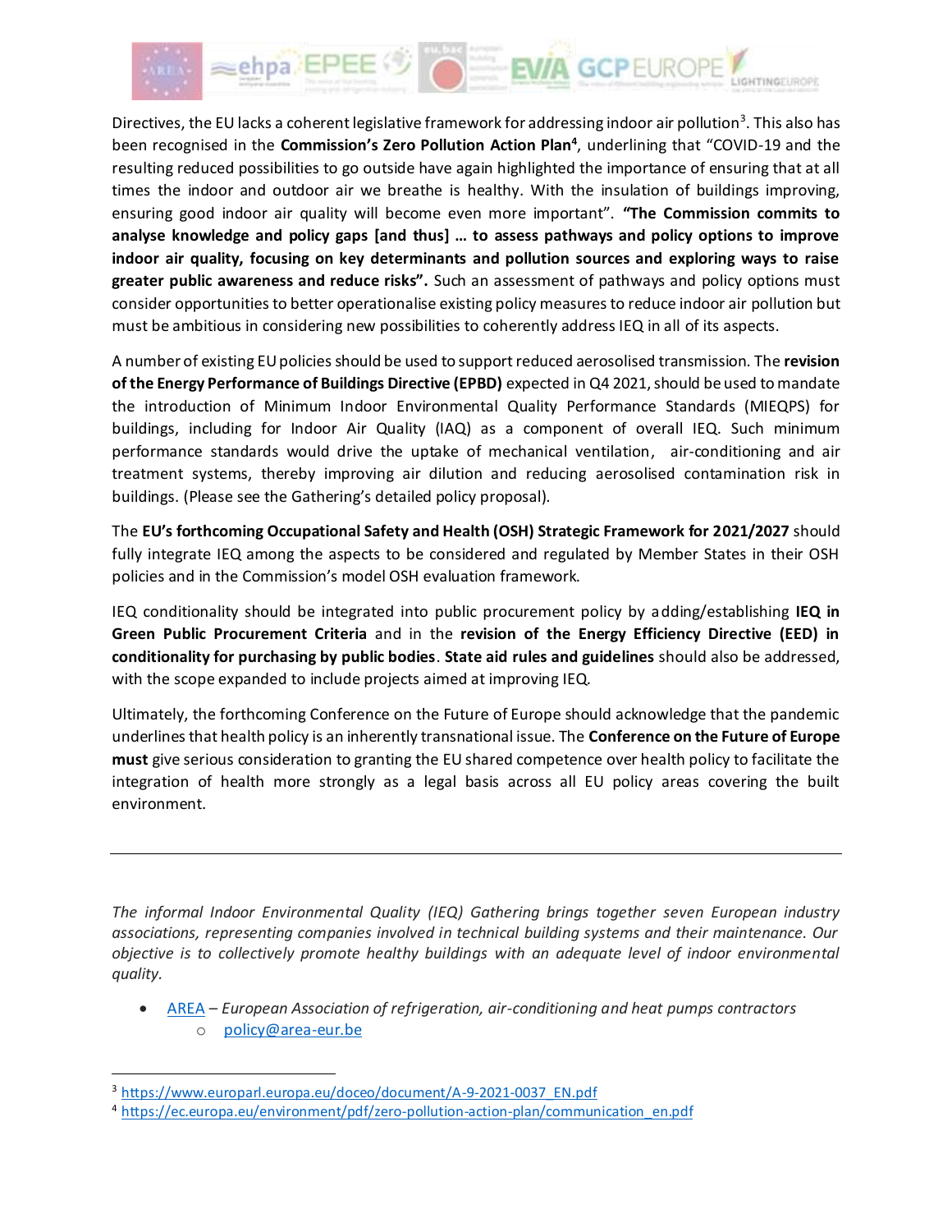Directives, the EU lacks a coherent legislative framework for addressing indoor air pollution[3]. This also has been recognised in the **Commission's Zero Pollution Action Plan[4]**, underlining that "COVID-19 and the resulting reduced possibilities to go outside have again highlighted the importance of ensuring that at all times the indoor and outdoor air we breathe is healthy. With the insulation of buildings improving, ensuring good indoor air quality will become even more important". **"The Commission commits to analyse knowledge and policy gaps [and thus] … to assess pathways and policy options to improve indoor air quality, focusing on key determinants and pollution sources and exploring ways to raise greater public awareness and reduce risks".** Such an assessment of pathways and policy options must consider opportunities to better operationalise existing policy measures to reduce indoor air pollution but must be ambitious in considering new possibilities to coherently address IEQ in all of its aspects.

A number of existing EU policies should be used to support reduced aerosolised transmission. The **revision of the Energy Performance of Buildings Directive (EPBD)** expected in Q4 2021, should be used to mandate the introduction of Minimum Indoor Environmental Quality Performance Standards (MIEQPS) for buildings, including for Indoor Air Quality (IAQ) as a component of overall IEQ. Such minimum performance standards would drive the uptake of mechanical ventilation, air-conditioning and air treatment systems, thereby improving air dilution and reducing aerosolised contamination risk in buildings. (Please see the Gathering's detailed policy proposal).

The **EU's forthcoming Occupational Safety and Health (OSH) Strategic Framework for 2021/2027** should fully integrate IEQ among the aspects to be considered and regulated by Member States in their OSH policies and in the Commission's model OSH evaluation framework.

IEQ conditionality should be integrated into public procurement policy by adding/establishing **IEQ in Green Public Procurement Criteria** and in the **revision of the Energy Efficiency Directive (EED) in conditionality for purchasing by public bodies**. **State aid rules and guidelines** should also be addressed, with the scope expanded to include projects aimed at improving IEQ.

Ultimately, the forthcoming Conference on the Future of Europe should acknowledge that the pandemic underlines that health policy is an inherently transnational issue. The **Conference on the Future of Europe must** give serious consideration to granting the EU shared competence over health policy to facilitate the integration of health more strongly as a legal basis across all EU policy areas covering the built environment.

---

*The informal Indoor Environmental Quality (IEQ) Gathering brings together seven European industry associations, representing companies involved in technical building systems and their maintenance. Our objective is to collectively promote healthy buildings with an adequate level of indoor environmental quality.*

- AREA – *European Association of refrigeration, air-conditioning and heat pumps contractors*
  - policy@area-eur.be

---

[3] https://www.europarl.europa.eu/doceo/document/A-9-2021-0037_EN.pdf

[4] https://ec.europa.eu/environment/pdf/zero-pollution-action-plan/communication_en.pdf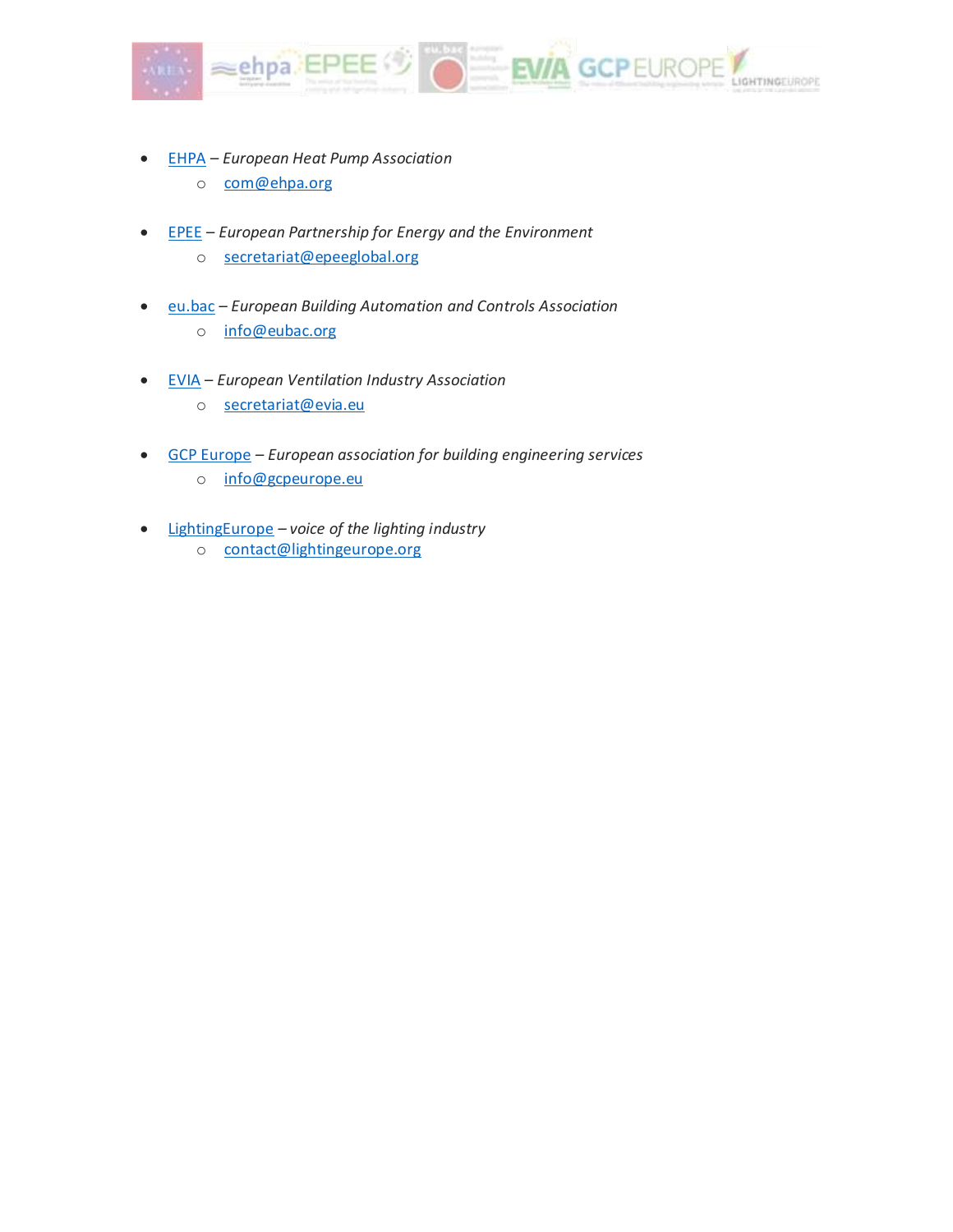- EHPA – *European Heat Pump Association*
    - com@ehpa.org

- EPEE – *European Partnership for Energy and the Environment*
    - secretariat@epeeglobal.org

- eu.bac – *European Building Automation and Controls Association*
    - info@eubac.org

- EVIA – *European Ventilation Industry Association*
    - secretariat@evia.eu

- GCP Europe – *European association for building engineering services*
    - info@gcpeurope.eu

- LightingEurope – *voice of the lighting industry*
    - contact@lightingeurope.org